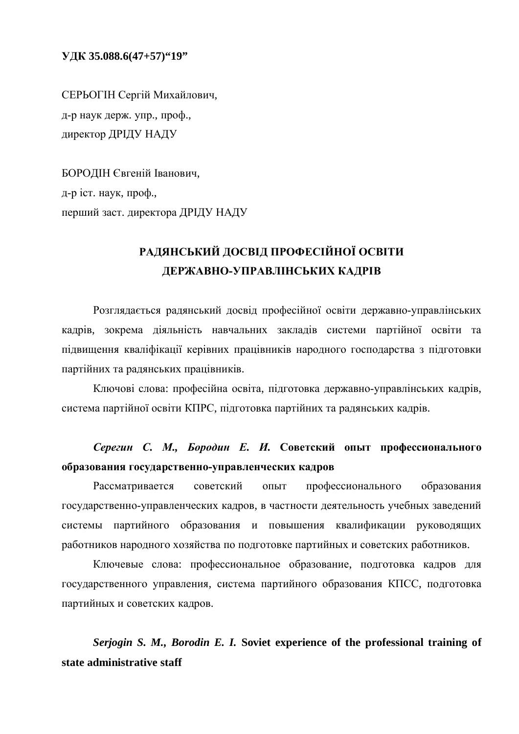**УДК 35.088.6(47+57)“19”**

СЕРЬОГІН Сергій Михайлович,
д-р наук держ. упр., проф.,
директор ДРІДУ НАДУ

БОРОДІН Євгеній Іванович,
д-р іст. наук, проф.,
перший заст. директора ДРІДУ НАДУ

# РАДЯНСЬКИЙ ДОСВІД ПРОФЕСІЙНОЇ ОСВІТИ ДЕРЖАВНО-УПРАВЛІНСЬКИХ КАДРІВ

Розглядається радянський досвід професійної освіти державно-управлінських кадрів, зокрема діяльність навчальних закладів системи партійної освіти та підвищення кваліфікації керівних працівників народного господарства з підготовки партійних та радянських працівників.

Ключові слова: професійна освіта, підготовка державно-управлінських кадрів, система партійної освіти КПРС, підготовка партійних та радянських кадрів.

***Серегин С. М., Бородин Е. И.*** **Советский опыт профессионального образования государственно-управленческих кадров**

Рассматривается советский опыт профессионального образования государственно-управленческих кадров, в частности деятельность учебных заведений системы партийного образования и повышения квалификации руководящих работников народного хозяйства по подготовке партийных и советских работников.

Ключевые слова: профессиональное образование, подготовка кадров для государственного управления, система партийного образования КПСС, подготовка партийных и советских кадров.

***Serjogin S. M., Borodin E. I.*** **Soviet experience of the professional training of state administrative staff**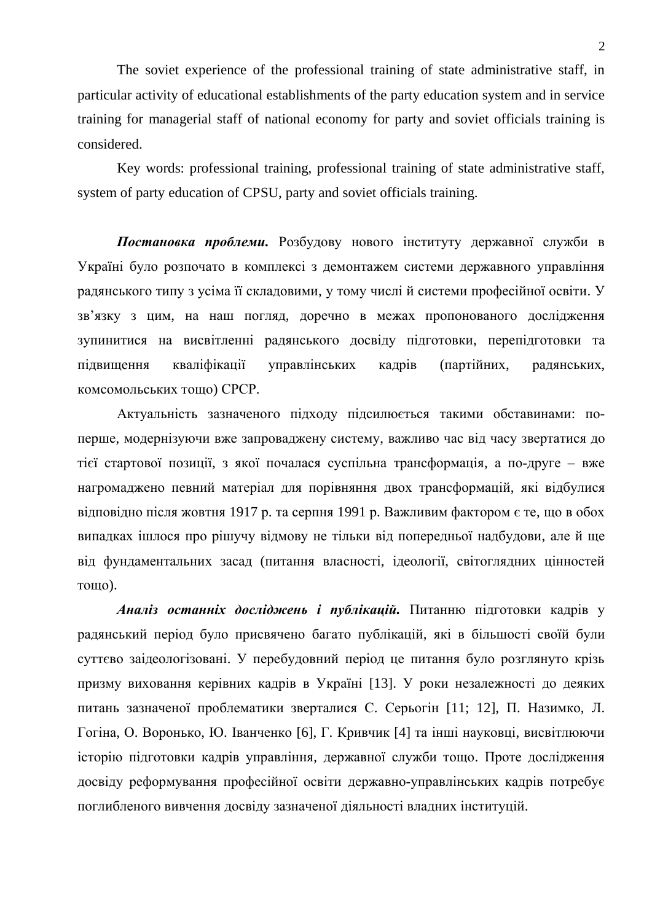The soviet experience of the professional training of state administrative staff, in particular activity of educational establishments of the party education system and in service training for managerial staff of national economy for party and soviet officials training is considered.

Key words: professional training, professional training of state administrative staff, system of party education of CPSU, party and soviet officials training.

***Постановка проблеми.*** Розбудову нового інституту державної служби в Україні було розпочато в комплексі з демонтажем системи державного управління радянського типу з усіма її складовими, у тому числі й системи професійної освіти. У зв'язку з цим, на наш погляд, доречно в межах пропонованого дослідження зупинитися на висвітленні радянського досвіду підготовки, перепідготовки та підвищення кваліфікації управлінських кадрів (партійних, радянських, комсомольських тощо) СРСР.

Актуальність зазначеного підходу підсилюється такими обставинами: по-перше, модернізуючи вже запроваджену систему, важливо час від часу звертатися до тієї стартової позиції, з якої почалася суспільна трансформація, а по-друге – вже нагромаджено певний матеріал для порівняння двох трансформацій, які відбулися відповідно після жовтня 1917 р. та серпня 1991 р. Важливим фактором є те, що в обох випадках ішлося про рішучу відмову не тільки від попередньої надбудови, але й ще від фундаментальних засад (питання власності, ідеології, світоглядних цінностей тощо).

***Аналіз останніх досліджень і публікацій.*** Питанню підготовки кадрів у радянський період було присвячено багато публікацій, які в більшості своїй були суттєво заідеологізовані. У перебудовний період це питання було розглянуто крізь призму виховання керівних кадрів в Україні [13]. У роки незалежності до деяких питань зазначеної проблематики зверталися С. Серьогін [11; 12], П. Назимко, Л. Гогіна, О. Воронько, Ю. Іванченко [6], Г. Кривчик [4] та інші науковці, висвітлюючи історію підготовки кадрів управління, державної служби тощо. Проте дослідження досвіду реформування професійної освіти державно-управлінських кадрів потребує поглибленого вивчення досвіду зазначеної діяльності владних інституцій.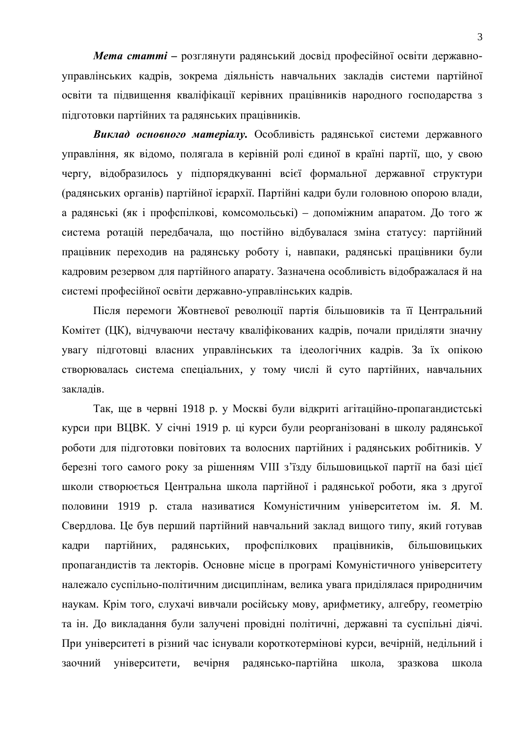***Мета статті*** – розглянути радянський досвід професійної освіти державно-управлінських кадрів, зокрема діяльність навчальних закладів системи партійної освіти та підвищення кваліфікації керівних працівників народного господарства з підготовки партійних та радянських працівників.

***Виклад основного матеріалу.*** Особливість радянської системи державного управління, як відомо, полягала в керівній ролі єдиної в країні партії, що, у свою чергу, відобразилось у підпорядкуванні всієї формальної державної структури (радянських органів) партійної ієрархії. Партійні кадри були головною опорою влади, а радянські (як і профспілкові, комсомольські) – допоміжним апаратом. До того ж система ротацій передбачала, що постійно відбувалася зміна статусу: партійний працівник переходив на радянську роботу і, навпаки, радянські працівники були кадровим резервом для партійного апарату. Зазначена особливість відображалася й на системі професійної освіти державно-управлінських кадрів.

Після перемоги Жовтневої революції партія більшовиків та її Центральний Комітет (ЦК), відчуваючи нестачу кваліфікованих кадрів, почали приділяти значну увагу підготовці власних управлінських та ідеологічних кадрів. За їх опікою створювалась система спеціальних, у тому числі й суто партійних, навчальних закладів.

Так, ще в червні 1918 р. у Москві були відкриті агітаційно-пропагандистські курси при ВЦВК. У січні 1919 р. ці курси були реорганізовані в школу радянської роботи для підготовки повітових та волосних партійних і радянських робітників. У березні того самого року за рішенням VIII з'їзду більшовицької партії на базі цієї школи створюється Центральна школа партійної і радянської роботи, яка з другої половини 1919 р. стала називатися Комуністичним університетом ім. Я. М. Свердлова. Це був перший партійний навчальний заклад вищого типу, який готував кадри партійних, радянських, профспілкових працівників, більшовицьких пропагандистів та лекторів. Основне місце в програмі Комуністичного університету належало суспільно-політичним дисциплінам, велика увага приділялася природничим наукам. Крім того, слухачі вивчали російську мову, арифметику, алгебру, геометрію та ін. До викладання були залучені провідні політичні, державні та суспільні діячі. При університеті в різний час існували короткотермінові курси, вечірній, недільний і заочний університети, вечірня радянсько-партійна школа, зразкова школа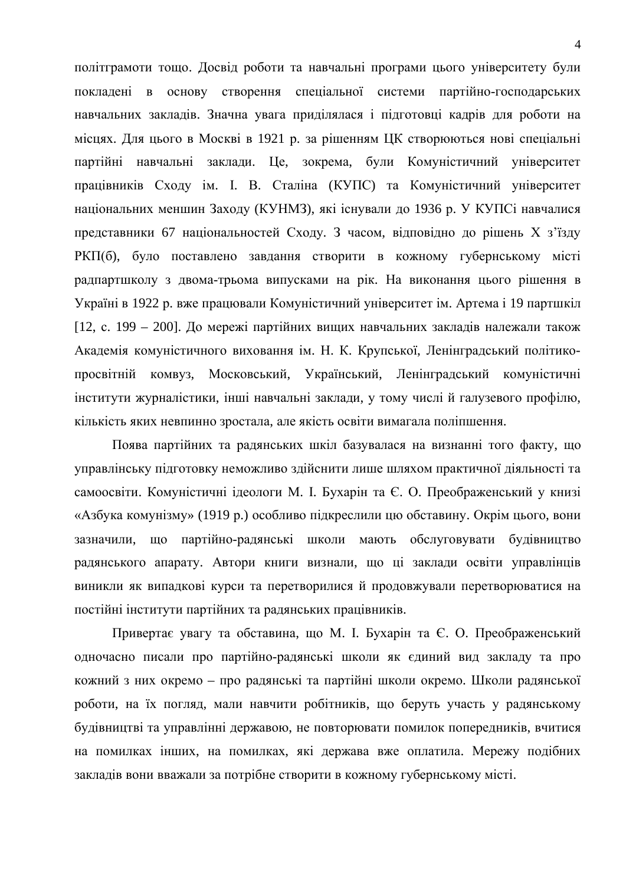політграмоти тощо. Досвід роботи та навчальні програми цього університету були покладені в основу створення спеціальної системи партійно-господарських навчальних закладів. Значна увага приділялася і підготовці кадрів для роботи на місцях. Для цього в Москві в 1921 р. за рішенням ЦК створюються нові спеціальні партійні навчальні заклади. Це, зокрема, були Комуністичний університет працівників Сходу ім. І. В. Сталіна (КУПС) та Комуністичний університет національних меншин Заходу (КУНМЗ), які існували до 1936 р. У КУПСі навчалися представники 67 національностей Сходу. З часом, відповідно до рішень Х з'їзду РКП(б), було поставлено завдання створити в кожному губернському місті радпартшколу з двома-трьома випусками на рік. На виконання цього рішення в Україні в 1922 р. вже працювали Комуністичний університет ім. Артема і 19 партшкіл [12, с. 199 – 200]. До мережі партійних вищих навчальних закладів належали також Академія комуністичного виховання ім. Н. К. Крупської, Ленінградський політико-просвітній комвуз, Московський, Український, Ленінградський комуністичні інститути журналістики, інші навчальні заклади, у тому числі й галузевого профілю, кількість яких невпинно зростала, але якість освіти вимагала поліпшення.

Поява партійних та радянських шкіл базувалася на визнанні того факту, що управлінську підготовку неможливо здійснити лише шляхом практичної діяльності та самоосвіти. Комуністичні ідеологи М. І. Бухарін та Є. О. Преображенський у книзі «Азбука комунізму» (1919 р.) особливо підкреслили цю обставину. Окрім цього, вони зазначили, що партійно-радянські школи мають обслуговувати будівництво радянського апарату. Автори книги визнали, що ці заклади освіти управлінців виникли як випадкові курси та перетворилися й продовжували перетворюватися на постійні інститути партійних та радянських працівників.

Привертає увагу та обставина, що М. І. Бухарін та Є. О. Преображенський одночасно писали про партійно-радянські школи як єдиний вид закладу та про кожний з них окремо – про радянські та партійні школи окремо. Школи радянської роботи, на їх погляд, мали навчити робітників, що беруть участь у радянському будівництві та управлінні державою, не повторювати помилок попередників, вчитися на помилках інших, на помилках, які держава вже оплатила. Мережу подібних закладів вони вважали за потрібне створити в кожному губернському місті.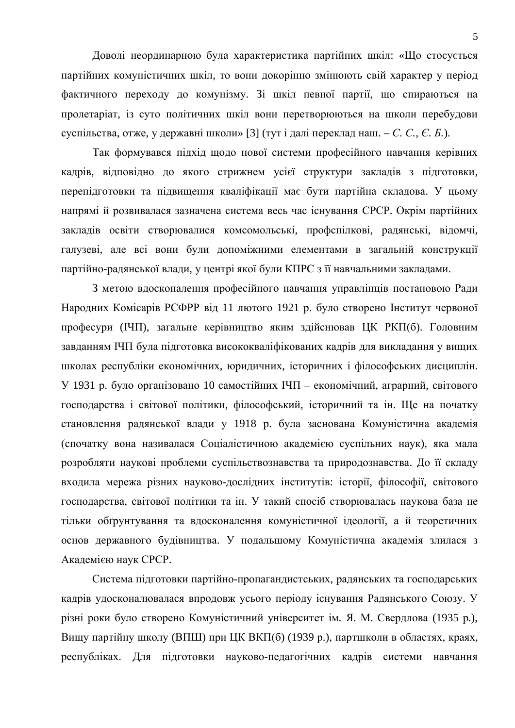Доволі неординарною була характеристика партійних шкіл: «Що стосується партійних комуністичних шкіл, то вони докорінно змінюють свій характер у період фактичного переходу до комунізму. Зі шкіл певної партії, що спираються на пролетаріат, із суто політичних шкіл вони перетворюються на школи перебудови суспільства, отже, у державні школи» [3] (тут і далі переклад наш. – *С. С., Є. Б.*).

Так формувався підхід щодо нової системи професійного навчання керівних кадрів, відповідно до якого стрижнем усієї структури закладів з підготовки, перепідготовки та підвищення кваліфікації має бути партійна складова. У цьому напрямі й розвивалася зазначена система весь час існування СРСР. Окрім партійних закладів освіти створювалися комсомольські, профспілкові, радянські, відомчі, галузеві, але всі вони були допоміжними елементами в загальній конструкції партійно-радянської влади, у центрі якої були КПРС з її навчальними закладами.

З метою вдосконалення професійного навчання управлінців постановою Ради Народних Комісарів РСФРР від 11 лютого 1921 р. було створено Інститут червоної професури (ІЧП), загальне керівництво яким здійснював ЦК РКП(б). Головним завданням ІЧП була підготовка висококваліфікованих кадрів для викладання у вищих школах республіки економічних, юридичних, історичних і філософських дисциплін. У 1931 р. було організовано 10 самостійних ІЧП – економічний, аграрний, світового господарства і світової політики, філософський, історичний та ін. Ще на початку становлення радянської влади у 1918 р. була заснована Комуністична академія (спочатку вона називалася Соціалістичною академією суспільних наук), яка мала розробляти наукові проблеми суспільствознавства та природознавства. До її складу входила мережа різних науково-дослідних інститутів: історії, філософії, світового господарства, світової політики та ін. У такий спосіб створювалась наукова база не тільки обґрунтування та вдосконалення комуністичної ідеології, а й теоретичних основ державного будівництва. У подальшому Комуністична академія злилася з Академією наук СРСР.

Система підготовки партійно-пропагандистських, радянських та господарських кадрів удосконалювалася впродовж усього періоду існування Радянського Союзу. У різні роки було створено Комуністичний університет ім. Я. М. Свердлова (1935 р.), Вищу партійну школу (ВПШ) при ЦК ВКП(б) (1939 р.), партшколи в областях, краях, республіках. Для підготовки науково-педагогічних кадрів системи навчання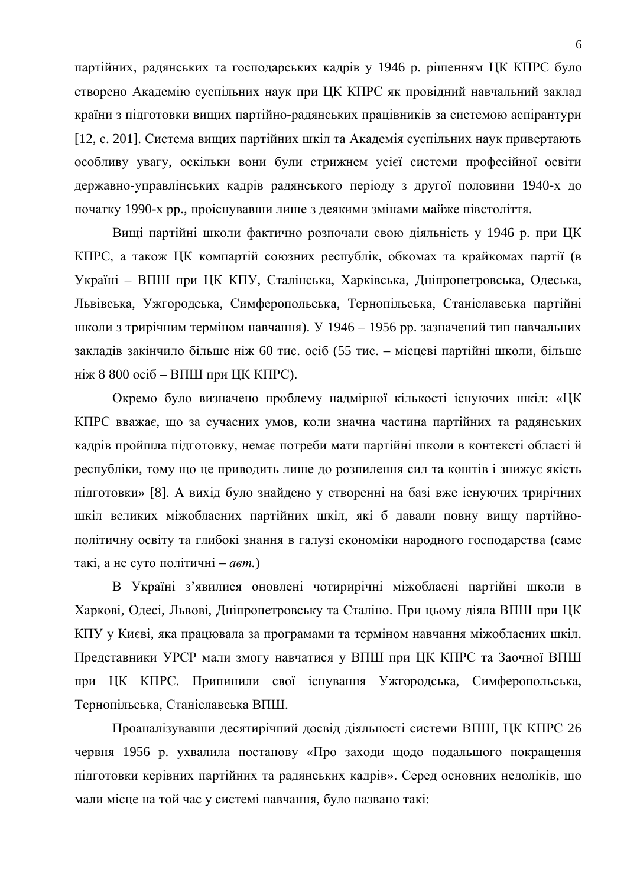партійних, радянських та господарських кадрів у 1946 р. рішенням ЦК КПРС було створено Академію суспільних наук при ЦК КПРС як провідний навчальний заклад країни з підготовки вищих партійно-радянських працівників за системою аспірантури [12, с. 201]. Система вищих партійних шкіл та Академія суспільних наук привертають особливу увагу, оскільки вони були стрижнем усієї системи професійної освіти державно-управлінських кадрів радянського періоду з другої половини 1940-х до початку 1990-х рр., проіснувавши лише з деякими змінами майже півстоліття.

Вищі партійні школи фактично розпочали свою діяльність у 1946 р. при ЦК КПРС, а також ЦК компартій союзних республік, обкомах та крайкомах партії (в Україні – ВПШ при ЦК КПУ, Сталінська, Харківська, Дніпропетровська, Одеська, Львівська, Ужгородська, Симферопольська, Тернопільська, Станіславська партійні школи з трирічним терміном навчання). У 1946 – 1956 рр. зазначений тип навчальних закладів закінчило більше ніж 60 тис. осіб (55 тис. – місцеві партійні школи, більше ніж 8 800 осіб – ВПШ при ЦК КПРС).

Окремо було визначено проблему надмірної кількості існуючих шкіл: «ЦК КПРС вважає, що за сучасних умов, коли значна частина партійних та радянських кадрів пройшла підготовку, немає потреби мати партійні школи в контексті області й республіки, тому що це приводить лише до розпилення сил та коштів і знижує якість підготовки» [8]. А вихід було знайдено у створенні на базі вже існуючих трирічних шкіл великих міжобласних партійних шкіл, які б давали повну вищу партійно-політичну освіту та глибокі знання в галузі економіки народного господарства (саме такі, а не суто політичні – *авт.*)

В Україні з'явилися оновлені чотирирічні міжобласні партійні школи в Харкові, Одесі, Львові, Дніпропетровську та Сталіно. При цьому діяла ВПШ при ЦК КПУ у Києві, яка працювала за програмами та терміном навчання міжобласних шкіл. Представники УРСР мали змогу навчатися у ВПШ при ЦК КПРС та Заочної ВПШ при ЦК КПРС. Припинили свої існування Ужгородська, Симферопольська, Тернопільська, Станіславська ВПШ.

Проаналізувавши десятирічний досвід діяльності системи ВПШ, ЦК КПРС 26 червня 1956 р. ухвалила постанову «Про заходи щодо подальшого покращення підготовки керівних партійних та радянських кадрів». Серед основних недоліків, що мали місце на той час у системі навчання, було названо такі: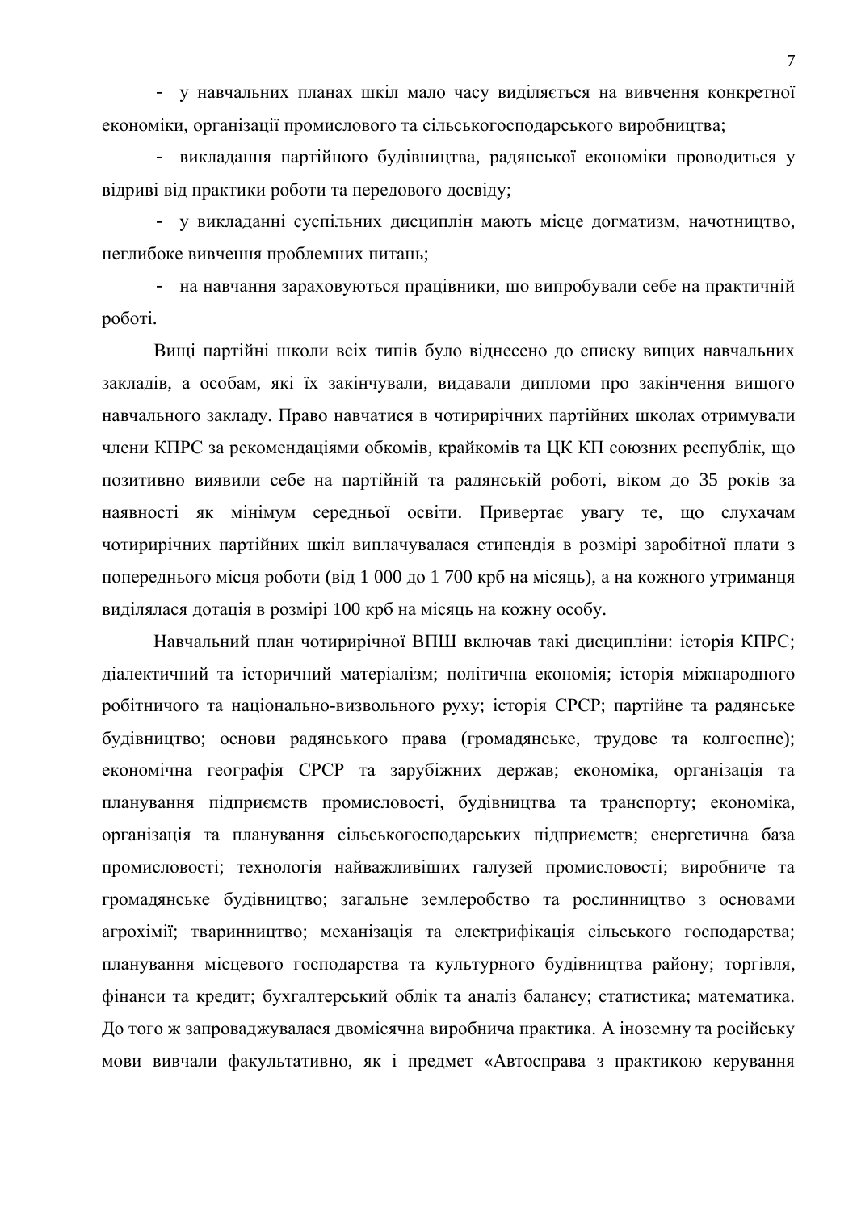- у навчальних планах шкіл мало часу виділяється на вивчення конкретної економіки, організації промислового та сільськогосподарського виробництва;
- викладання партійного будівництва, радянської економіки проводиться у відриві від практики роботи та передового досвіду;
- у викладанні суспільних дисциплін мають місце догматизм, начотництво, неглибоке вивчення проблемних питань;
- на навчання зараховуються працівники, що випробували себе на практичній роботі.

Вищі партійні школи всіх типів було віднесено до списку вищих навчальних закладів, а особам, які їх закінчували, видавали дипломи про закінчення вищого навчального закладу. Право навчатися в чотирирічних партійних школах отримували члени КПРС за рекомендаціями обкомів, крайкомів та ЦК КП союзних республік, що позитивно виявили себе на партійній та радянській роботі, віком до 35 років за наявності як мінімум середньої освіти. Привертає увагу те, що слухачам чотирирічних партійних шкіл виплачувалася стипендія в розмірі заробітної плати з попереднього місця роботи (від 1 000 до 1 700 крб на місяць), а на кожного утриманця виділялася дотація в розмірі 100 крб на місяць на кожну особу.

Навчальний план чотирирічної ВПШ включав такі дисципліни: історія КПРС; діалектичний та історичний матеріалізм; політична економія; історія міжнародного робітничого та національно-визвольного руху; історія СРСР; партійне та радянське будівництво; основи радянського права (громадянське, трудове та колгоспне); економічна географія СРСР та зарубіжних держав; економіка, організація та планування підприємств промисловості, будівництва та транспорту; економіка, організація та планування сільськогосподарських підприємств; енергетична база промисловості; технологія найважливіших галузей промисловості; виробниче та громадянське будівництво; загальне землеробство та рослинництво з основами агрохімії; тваринництво; механізація та електрифікація сільського господарства; планування місцевого господарства та культурного будівництва району; торгівля, фінанси та кредит; бухгалтерський облік та аналіз балансу; статистика; математика. До того ж запроваджувалася двомісячна виробнича практика. А іноземну та російську мови вивчали факультативно, як і предмет «Автосправа з практикою керування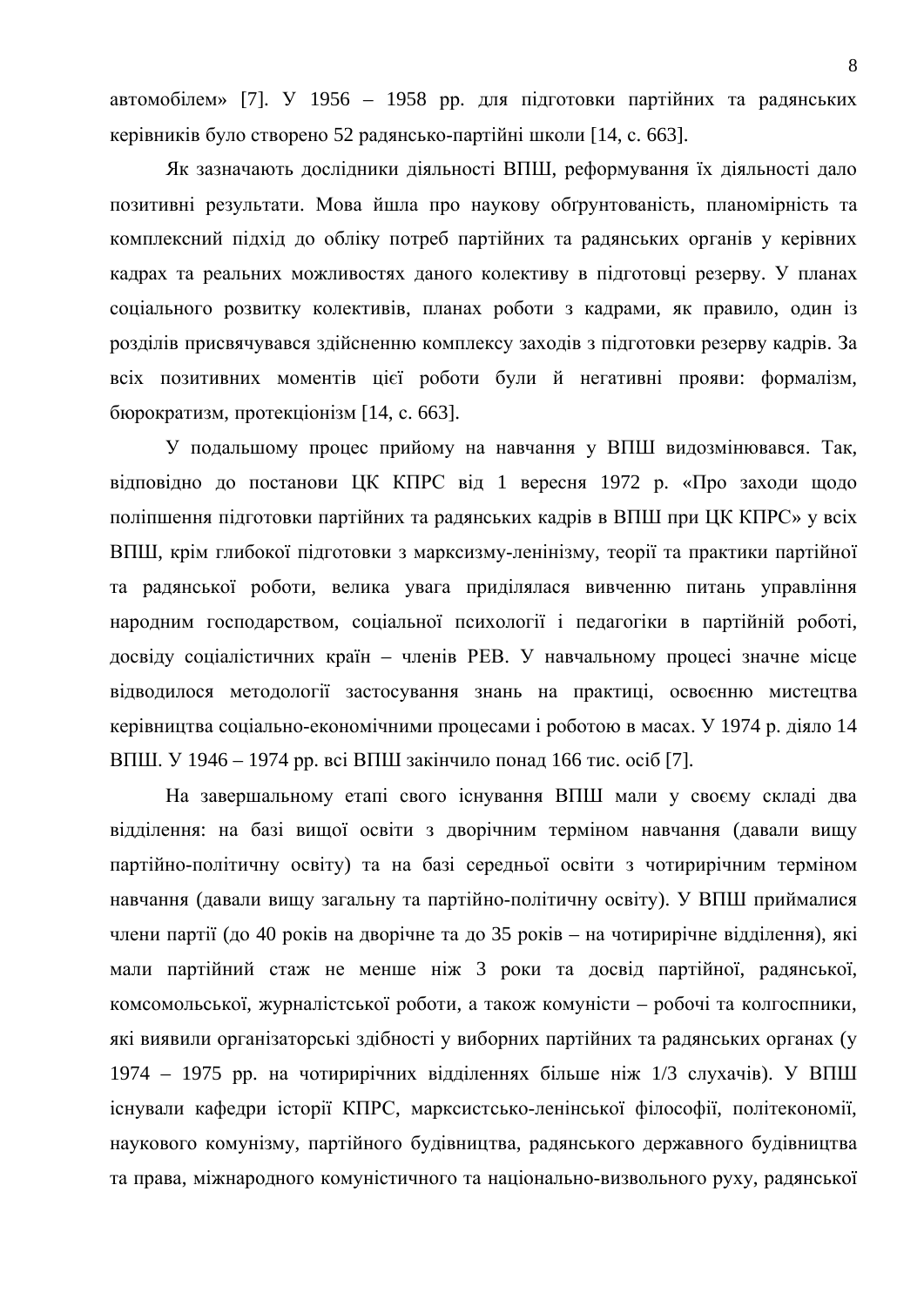автомобілем» [7]. У 1956 – 1958 рр. для підготовки партійних та радянських керівників було створено 52 радянсько-партійні школи [14, с. 663].

Як зазначають дослідники діяльності ВПШ, реформування їх діяльності дало позитивні результати. Мова йшла про наукову обґрунтованість, планомірність та комплексний підхід до обліку потреб партійних та радянських органів у керівних кадрах та реальних можливостях даного колективу в підготовці резерву. У планах соціального розвитку колективів, планах роботи з кадрами, як правило, один із розділів присвячувався здійсненню комплексу заходів з підготовки резерву кадрів. За всіх позитивних моментів цієї роботи були й негативні прояви: формалізм, бюрократизм, протекціонізм [14, с. 663].

У подальшому процес прийому на навчання у ВПШ видозмінювався. Так, відповідно до постанови ЦК КПРС від 1 вересня 1972 р. «Про заходи щодо поліпшення підготовки партійних та радянських кадрів в ВПШ при ЦК КПРС» у всіх ВПШ, крім глибокої підготовки з марксизму-ленінізму, теорії та практики партійної та радянської роботи, велика увага приділялася вивченню питань управління народним господарством, соціальної психології і педагогіки в партійній роботі, досвіду соціалістичних країн – членів РЕВ. У навчальному процесі значне місце відводилося методології застосування знань на практиці, освоєнню мистецтва керівництва соціально-економічними процесами і роботою в масах. У 1974 р. діяло 14 ВПШ. У 1946 – 1974 рр. всі ВПШ закінчило понад 166 тис. осіб [7].

На завершальному етапі свого існування ВПШ мали у своєму складі два відділення: на базі вищої освіти з дворічним терміном навчання (давали вищу партійно-політичну освіту) та на базі середньої освіти з чотирирічним терміном навчання (давали вищу загальну та партійно-політичну освіту). У ВПШ приймалися члени партії (до 40 років на дворічне та до 35 років – на чотирирічне відділення), які мали партійний стаж не менше ніж 3 роки та досвід партійної, радянської, комсомольської, журналістської роботи, а також комуністи – робочі та колгоспники, які виявили організаторські здібності у виборних партійних та радянських органах (у 1974 – 1975 рр. на чотирирічних відділеннях більше ніж 1/3 слухачів). У ВПШ існували кафедри історії КПРС, марксистсько-ленінської філософії, політекономії, наукового комунізму, партійного будівництва, радянського державного будівництва та права, міжнародного комуністичного та національно-визвольного руху, радянської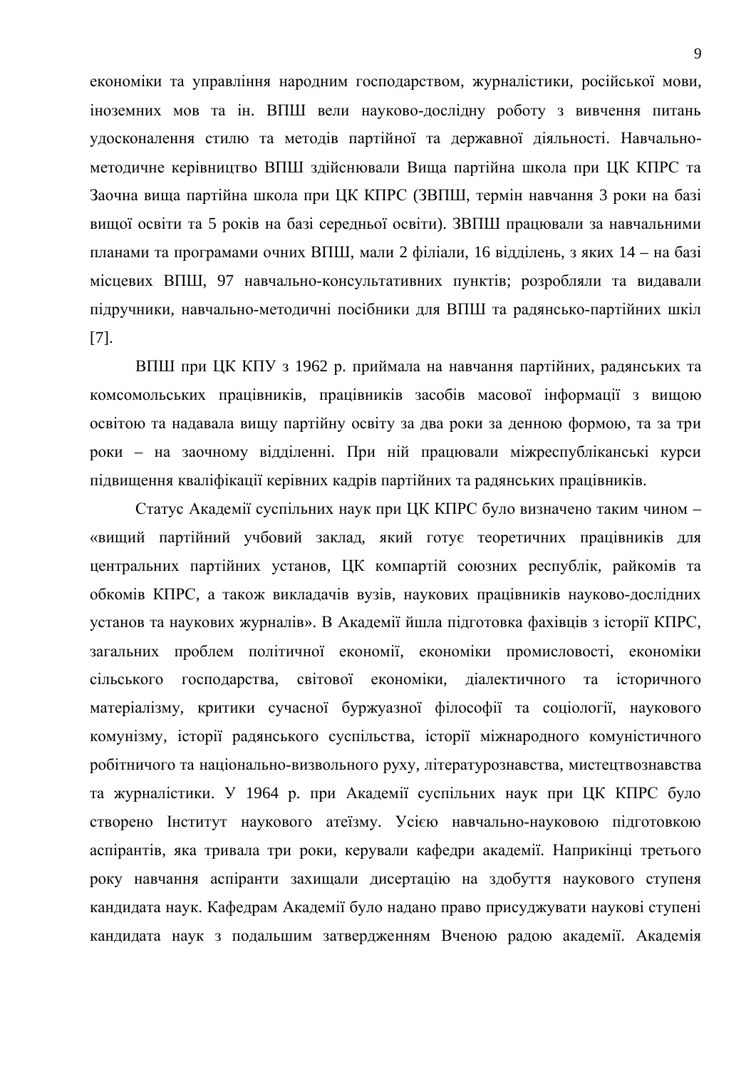економіки та управління народним господарством, журналістики, російської мови, іноземних мов та ін. ВПШ вели науково-дослідну роботу з вивчення питань удосконалення стилю та методів партійної та державної діяльності. Навчально-методичне керівництво ВПШ здійснювали Вища партійна школа при ЦК КПРС та Заочна вища партійна школа при ЦК КПРС (ЗВПШ, термін навчання 3 роки на базі вищої освіти та 5 років на базі середньої освіти). ЗВПШ працювали за навчальними планами та програмами очних ВПШ, мали 2 філіали, 16 відділень, з яких 14 – на базі місцевих ВПШ, 97 навчально-консультативних пунктів; розробляли та видавали підручники, навчально-методичні посібники для ВПШ та радянсько-партійних шкіл [7].

ВПШ при ЦК КПУ з 1962 р. приймала на навчання партійних, радянських та комсомольських працівників, працівників засобів масової інформації з вищою освітою та надавала вищу партійну освіту за два роки за денною формою, та за три роки – на заочному відділенні. При ній працювали міжреспубліканські курси підвищення кваліфікації керівних кадрів партійних та радянських працівників.

Статус Академії суспільних наук при ЦК КПРС було визначено таким чином – «вищий партійний учбовий заклад, який готує теоретичних працівників для центральних партійних установ, ЦК компартій союзних республік, райкомів та обкомів КПРС, а також викладачів вузів, наукових працівників науково-дослідних установ та наукових журналів». В Академії йшла підготовка фахівців з історії КПРС, загальних проблем політичної економії, економіки промисловості, економіки сільського господарства, світової економіки, діалектичного та історичного матеріалізму, критики сучасної буржуазної філософії та соціології, наукового комунізму, історії радянського суспільства, історії міжнародного комуністичного робітничого та національно-визвольного руху, літературознавства, мистецтвознавства та журналістики. У 1964 р. при Академії суспільних наук при ЦК КПРС було створено Інститут наукового атеїзму. Усією навчально-науковою підготовкою аспірантів, яка тривала три роки, керували кафедри академії. Наприкінці третього року навчання аспіранти захищали дисертацію на здобуття наукового ступеня кандидата наук. Кафедрам Академії було надано право присуджувати наукові ступені кандидата наук з подальшим затвердженням Вченою радою академії. Академія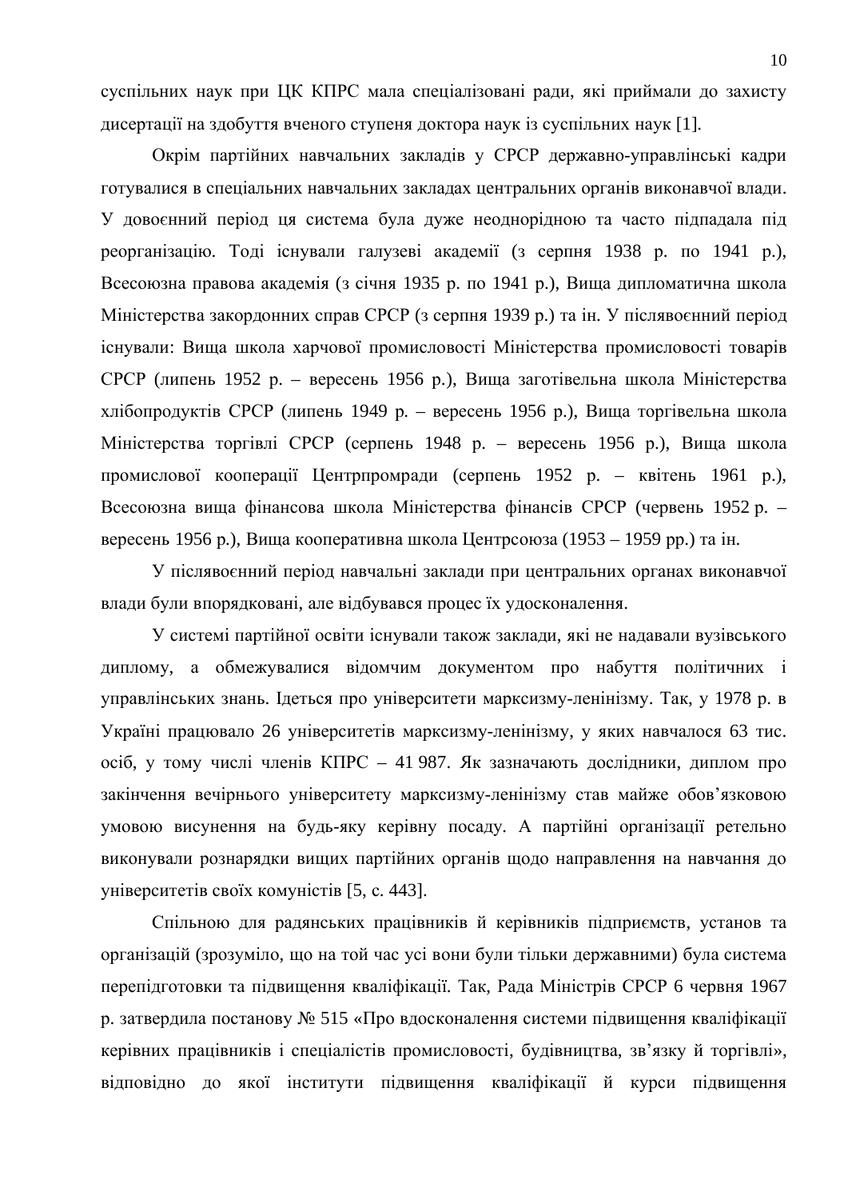суспільних наук при ЦК КПРС мала спеціалізовані ради, які приймали до захисту дисертації на здобуття вченого ступеня доктора наук із суспільних наук [1].

Окрім партійних навчальних закладів у СРСР державно-управлінські кадри готувалися в спеціальних навчальних закладах центральних органів виконавчої влади. У довоєнний період ця система була дуже неоднорідною та часто підпадала під реорганізацію. Тоді існували галузеві академії (з серпня 1938 р. по 1941 р.), Всесоюзна правова академія (з січня 1935 р. по 1941 р.), Вища дипломатична школа Міністерства закордонних справ СРСР (з серпня 1939 р.) та ін. У післявоєнний період існували: Вища школа харчової промисловості Міністерства промисловості товарів СРСР (липень 1952 р. – вересень 1956 р.), Вища заготівельна школа Міністерства хлібопродуктів СРСР (липень 1949 р. – вересень 1956 р.), Вища торгівельна школа Міністерства торгівлі СРСР (серпень 1948 р. – вересень 1956 р.), Вища школа промислової кооперації Центрпромради (серпень 1952 р. – квітень 1961 р.), Всесоюзна вища фінансова школа Міністерства фінансів СРСР (червень 1952 р. – вересень 1956 р.), Вища кооперативна школа Центрсоюза (1953 – 1959 рр.) та ін.

У післявоєнний період навчальні заклади при центральних органах виконавчої влади були впорядковані, але відбувався процес їх удосконалення.

У системі партійної освіти існували також заклади, які не надавали вузівського диплому, а обмежувалися відомчим документом про набуття політичних і управлінських знань. Ідеться про університети марксизму-ленінізму. Так, у 1978 р. в Україні працювало 26 університетів марксизму-ленінізму, у яких навчалося 63 тис. осіб, у тому числі членів КПРС – 41 987. Як зазначають дослідники, диплом про закінчення вечірнього університету марксизму-ленінізму став майже обов’язковою умовою висунення на будь-яку керівну посаду. А партійні організації ретельно виконували рознарядки вищих партійних органів щодо направлення на навчання до університетів своїх комуністів [5, с. 443].

Спільною для радянських працівників й керівників підприємств, установ та організацій (зрозуміло, що на той час усі вони були тільки державними) була система перепідготовки та підвищення кваліфікації. Так, Рада Міністрів СРСР 6 червня 1967 р. затвердила постанову № 515 «Про вдосконалення системи підвищення кваліфікації керівних працівників і спеціалістів промисловості, будівництва, зв’язку й торгівлі», відповідно до якої інститути підвищення кваліфікації й курси підвищення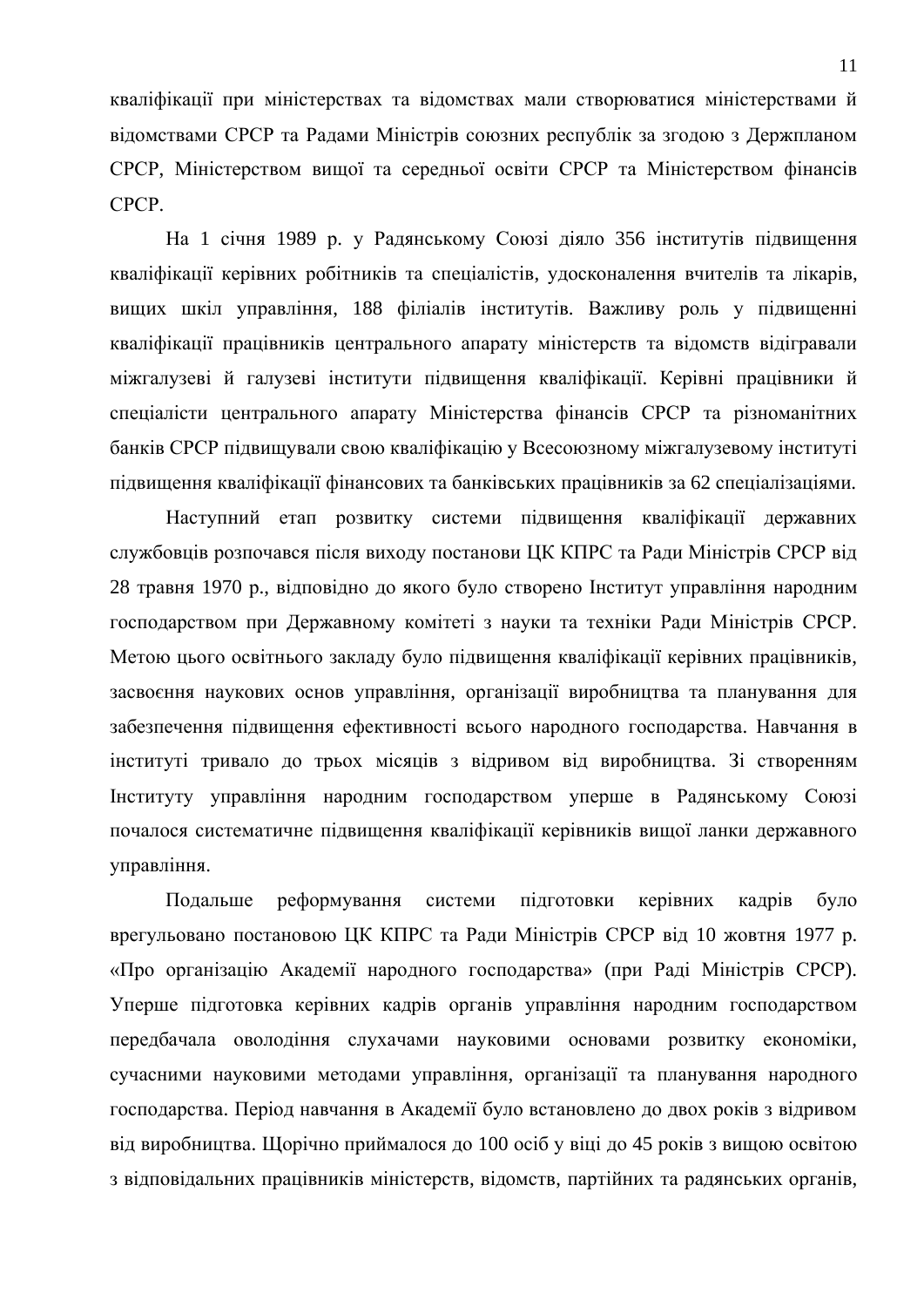кваліфікації при міністерствах та відомствах мали створюватися міністерствами й відомствами СРСР та Радами Міністрів союзних республік за згодою з Держпланом СРСР, Міністерством вищої та середньої освіти СРСР та Міністерством фінансів СРСР.

На 1 січня 1989 р. у Радянському Союзі діяло 356 інститутів підвищення кваліфікації керівних робітників та спеціалістів, удосконалення вчителів та лікарів, вищих шкіл управління, 188 філіалів інститутів. Важливу роль у підвищенні кваліфікації працівників центрального апарату міністерств та відомств відігравали міжгалузеві й галузеві інститути підвищення кваліфікації. Керівні працівники й спеціалісти центрального апарату Міністерства фінансів СРСР та різноманітних банків СРСР підвищували свою кваліфікацію у Всесоюзному міжгалузевому інституті підвищення кваліфікації фінансових та банківських працівників за 62 спеціалізаціями.

Наступний етап розвитку системи підвищення кваліфікації державних службовців розпочався після виходу постанови ЦК КПРС та Ради Міністрів СРСР від 28 травня 1970 р., відповідно до якого було створено Інститут управління народним господарством при Державному комітеті з науки та техніки Ради Міністрів СРСР. Метою цього освітнього закладу було підвищення кваліфікації керівних працівників, засвоєння наукових основ управління, організації виробництва та планування для забезпечення підвищення ефективності всього народного господарства. Навчання в інституті тривало до трьох місяців з відривом від виробництва. Зі створенням Інституту управління народним господарством уперше в Радянському Союзі почалося систематичне підвищення кваліфікації керівників вищої ланки державного управління.

Подальше реформування системи підготовки керівних кадрів було врегульовано постановою ЦК КПРС та Ради Міністрів СРСР від 10 жовтня 1977 р. «Про організацію Академії народного господарства» (при Раді Міністрів СРСР). Уперше підготовка керівних кадрів органів управління народним господарством передбачала оволодіння слухачами науковими основами розвитку економіки, сучасними науковими методами управління, організації та планування народного господарства. Період навчання в Академії було встановлено до двох років з відривом від виробництва. Щорічно приймалося до 100 осіб у віці до 45 років з вищою освітою з відповідальних працівників міністерств, відомств, партійних та радянських органів,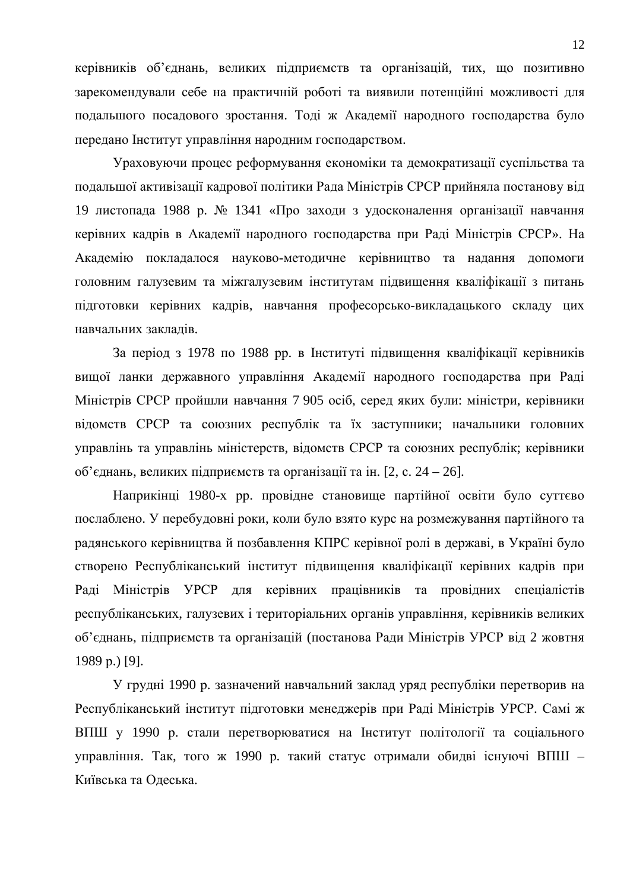керівників об’єднань, великих підприємств та організацій, тих, що позитивно зарекомендували себе на практичній роботі та виявили потенційні можливості для подальшого посадового зростання. Тоді ж Академії народного господарства було передано Інститут управління народним господарством.

Ураховуючи процес реформування економіки та демократизації суспільства та подальшої активізації кадрової політики Рада Міністрів СРСР прийняла постанову від 19 листопада 1988 р. № 1341 «Про заходи з удосконалення організації навчання керівних кадрів в Академії народного господарства при Раді Міністрів СРСР». На Академію покладалося науково-методичне керівництво та надання допомоги головним галузевим та міжгалузевим інститутам підвищення кваліфікації з питань підготовки керівних кадрів, навчання професорсько-викладацького складу цих навчальних закладів.

За період з 1978 по 1988 рр. в Інституті підвищення кваліфікації керівників вищої ланки державного управління Академії народного господарства при Раді Міністрів СРСР пройшли навчання 7 905 осіб, серед яких були: міністри, керівники відомств СРСР та союзних республік та їх заступники; начальники головних управлінь та управлінь міністерств, відомств СРСР та союзних республік; керівники об’єднань, великих підприємств та організації та ін. [2, с. 24 – 26].

Наприкінці 1980-х рр. провідне становище партійної освіти було суттєво послаблено. У перебудовні роки, коли було взято курс на розмежування партійного та радянського керівництва й позбавлення КПРС керівної ролі в державі, в Україні було створено Республіканський інститут підвищення кваліфікації керівних кадрів при Раді Міністрів УРСР для керівних працівників та провідних спеціалістів республіканських, галузевих і територіальних органів управління, керівників великих об’єднань, підприємств та організацій (постанова Ради Міністрів УРСР від 2 жовтня 1989 р.) [9].

У грудні 1990 р. зазначений навчальний заклад уряд республіки перетворив на Республіканський інститут підготовки менеджерів при Раді Міністрів УРСР. Самі ж ВПШ у 1990 р. стали перетворюватися на Інститут політології та соціального управління. Так, того ж 1990 р. такий статус отримали обидві існуючі ВПШ – Київська та Одеська.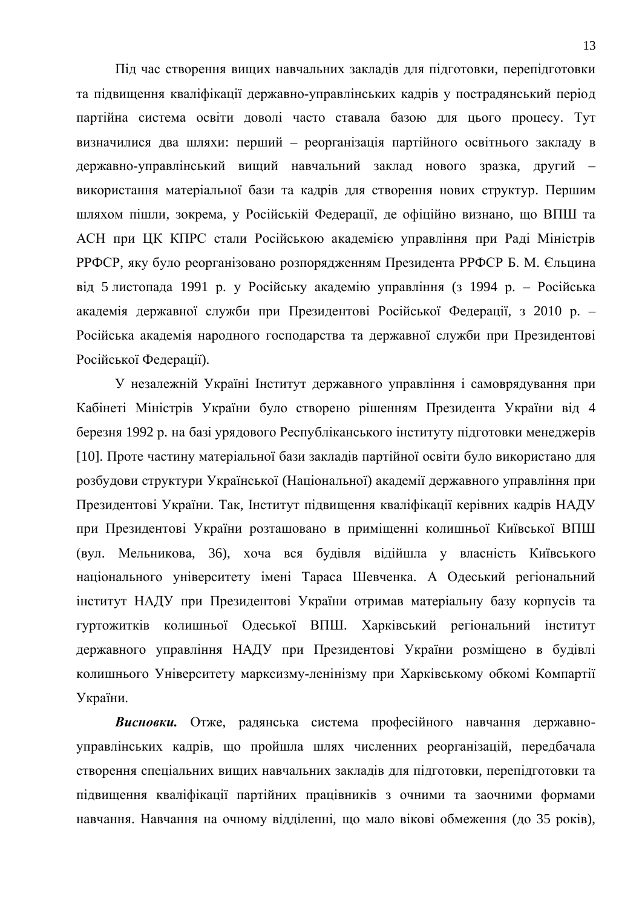Під час створення вищих навчальних закладів для підготовки, перепідготовки та підвищення кваліфікації державно-управлінських кадрів у пострадянський період партійна система освіти доволі часто ставала базою для цього процесу. Тут визначилися два шляхи: перший – реорганізація партійного освітнього закладу в державно-управлінський вищий навчальний заклад нового зразка, другий – використання матеріальної бази та кадрів для створення нових структур. Першим шляхом пішли, зокрема, у Російській Федерації, де офіційно визнано, що ВПШ та АСН при ЦК КПРС стали Російською академією управління при Раді Міністрів РРФСР, яку було реорганізовано розпорядженням Президента РРФСР Б. М. Єльцина від 5 листопада 1991 р. у Російську академію управління (з 1994 р. – Російська академія державної служби при Президентові Російської Федерації, з 2010 р. – Російська академія народного господарства та державної служби при Президентові Російської Федерації).

У незалежній Україні Інститут державного управління і самоврядування при Кабінеті Міністрів України було створено рішенням Президента України від 4 березня 1992 р. на базі урядового Республіканського інституту підготовки менеджерів [10]. Проте частину матеріальної бази закладів партійної освіти було використано для розбудови структури Української (Національної) академії державного управління при Президентові України. Так, Інститут підвищення кваліфікації керівних кадрів НАДУ при Президентові України розташовано в приміщенні колишньої Київської ВПШ (вул. Мельникова, 36), хоча вся будівля відійшла у власність Київського національного університету імені Тараса Шевченка. А Одеський регіональний інститут НАДУ при Президентові України отримав матеріальну базу корпусів та гуртожитків колишньої Одеської ВПШ. Харківський регіональний інститут державного управління НАДУ при Президентові України розміщено в будівлі колишнього Університету марксизму-ленінізму при Харківському обкомі Компартії України.

***Висновки.*** Отже, радянська система професійного навчання державно-управлінських кадрів, що пройшла шлях численних реорганізацій, передбачала створення спеціальних вищих навчальних закладів для підготовки, перепідготовки та підвищення кваліфікації партійних працівників з очними та заочними формами навчання. Навчання на очному відділенні, що мало вікові обмеження (до 35 років),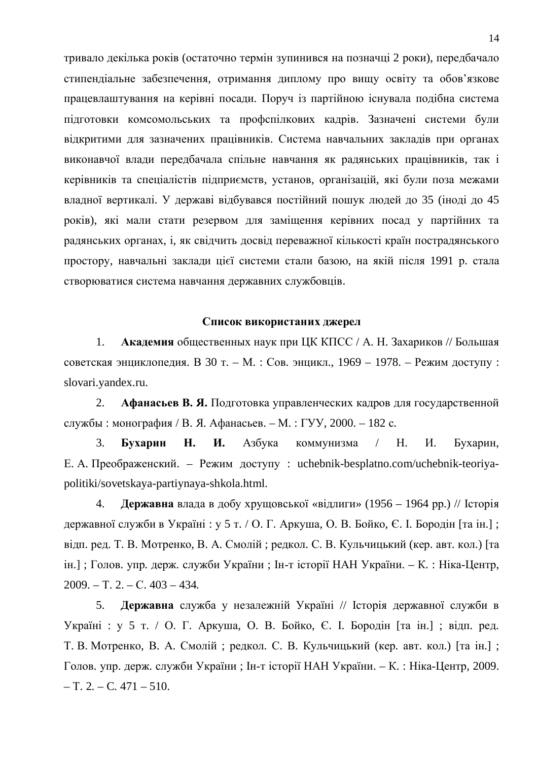тривало декілька років (остаточно термін зупинився на позначці 2 роки), передбачало стипендіальне забезпечення, отримання диплому про вищу освіту та обов’язкове працевлаштування на керівні посади. Поруч із партійною існувала подібна система підготовки комсомольських та профспілкових кадрів. Зазначені системи були відкритими для зазначених працівників. Система навчальних закладів при органах виконавчої влади передбачала спільне навчання як радянських працівників, так і керівників та спеціалістів підприємств, установ, організацій, які були поза межами владної вертикалі. У державі відбувався постійний пошук людей до 35 (іноді до 45 років), які мали стати резервом для заміщення керівних посад у партійних та радянських органах, і, як свідчить досвід переважної кількості країн пострадянського простору, навчальні заклади цієї системи стали базою, на якій після 1991 р. стала створюватися система навчання державних службовців.

**Список використаних джерел**

1. **Академия** общественных наук при ЦК КПСС / А. Н. Захариков // Большая советская энциклопедия. В 30 т. – М. : Сов. энцикл., 1969 – 1978. – Режим доступу : slovari.yandex.ru.

2. **Афанасьев В. Я.** Подготовка управленческих кадров для государственной службы : монография / В. Я. Афанасьев. – М. : ГУУ, 2000. – 182 с.

3. **Бухарин Н. И.** Азбука коммунизма / Н. И. Бухарин, Е. А. Преображенский. – Режим доступу : uchebnik-besplatno.com/uchebnik-teoriya-politiki/sovetskaya-partiynaya-shkola.html.

4. **Державна** влада в добу хрущовської «відлиги» (1956 – 1964 рр.) // Історія державної служби в Україні : у 5 т. / О. Г. Аркуша, О. В. Бойко, Є. І. Бородін [та ін.] ; відп. ред. Т. В. Мотренко, В. А. Смолій ; редкол. С. В. Кульчицький (кер. авт. кол.) [та ін.] ; Голов. упр. держ. служби України ; Ін-т історії НАН України. – К. : Ніка-Центр, 2009. – Т. 2. – С. 403 – 434.

5. **Державна** служба у незалежній Україні // Історія державної служби в Україні : у 5 т. / О. Г. Аркуша, О. В. Бойко, Є. І. Бородін [та ін.] ; відп. ред. Т. В. Мотренко, В. А. Смолій ; редкол. С. В. Кульчицький (кер. авт. кол.) [та ін.] ; Голов. упр. держ. служби України ; Ін-т історії НАН України. – К. : Ніка-Центр, 2009. – Т. 2. – С. 471 – 510.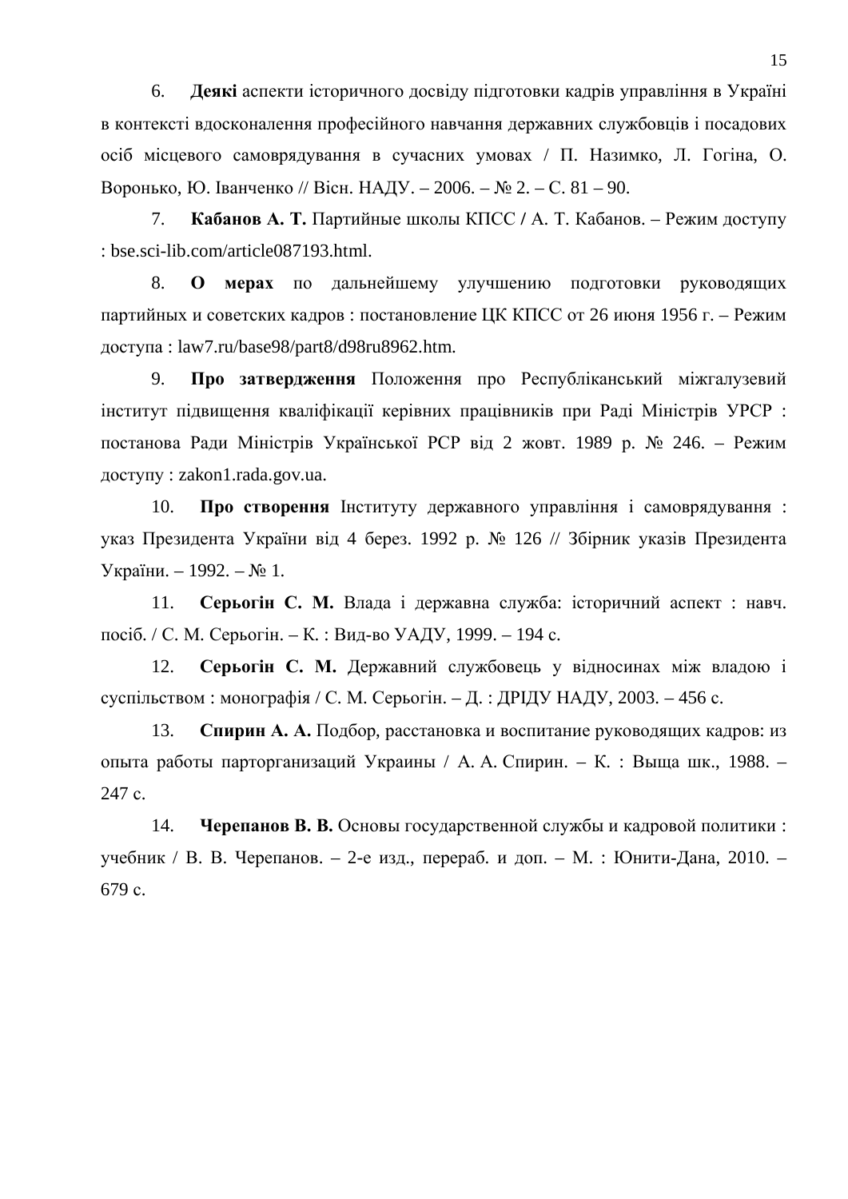6. **Деякі** аспекти історичного досвіду підготовки кадрів управління в Україні в контексті вдосконалення професійного навчання державних службовців і посадових осіб місцевого самоврядування в сучасних умовах / П. Назимко, Л. Гогіна, О. Воронько, Ю. Іванченко // Вісн. НАДУ. – 2006. – № 2. – С. 81 – 90.

7. **Кабанов А. Т.** Партийные школы КПСС / А. Т. Кабанов. – Режим доступу : bse.sci-lib.com/article087193.html.

8. **О мерах** по дальнейшему улучшению подготовки руководящих партийных и советских кадров : постановление ЦК КПСС от 26 июня 1956 г. – Режим доступа : law7.ru/base98/part8/d98ru8962.htm.

9. **Про затвердження** Положення про Республіканський міжгалузевий інститут підвищення кваліфікації керівних працівників при Раді Міністрів УРСР : постанова Ради Міністрів Української РСР від 2 жовт. 1989 р. № 246. – Режим доступу : zakon1.rada.gov.ua.

10. **Про створення** Інституту державного управління і самоврядування : указ Президента України від 4 берез. 1992 р. № 126 // Збірник указів Президента України. – 1992. – № 1.

11. **Серьогін С. М.** Влада і державна служба: історичний аспект : навч. посіб. / С. М. Серьогін. – К. : Вид-во УАДУ, 1999. – 194 с.

12. **Серьогін С. М.** Державний службовець у відносинах між владою і суспільством : монографія / С. М. Серьогін. – Д. : ДРІДУ НАДУ, 2003. – 456 с.

13. **Спирин А. А.** Подбор, расстановка и воспитание руководящих кадров: из опыта работы парторганизаций Украины / А. А. Спирин. – К. : Выща шк., 1988. – 247 с.

14. **Черепанов В. В.** Основы государственной службы и кадровой политики : учебник / В. В. Черепанов. – 2-е изд., перераб. и доп. – М. : Юнити-Дана, 2010. – 679 с.